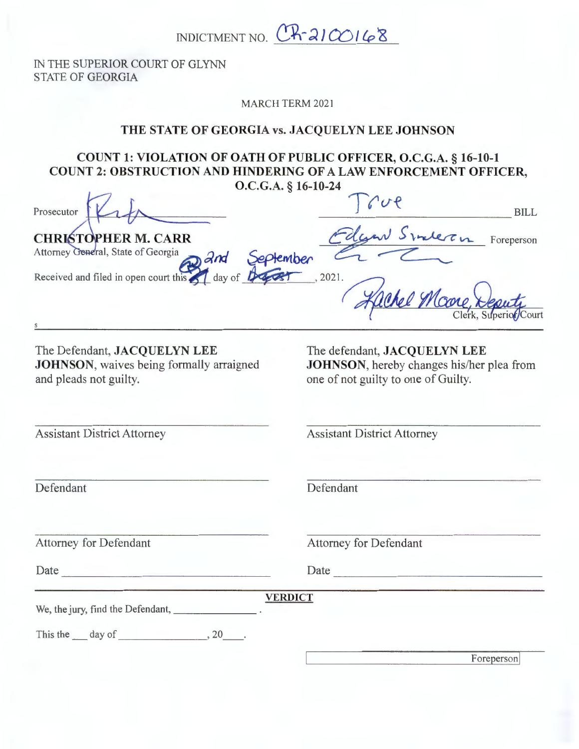INDICTMENT NO. CR-2100168

IN THE SUPERIOR COURT OF GLYNN
STATE OF GEORGIA

MARCH TERM 2021

**THE STATE OF GEORGIA vs. JACQUELYN LEE JOHNSON**

**COUNT 1: VIOLATION OF OATH OF PUBLIC OFFICER, O.C.G.A. § 16-10-1**
**COUNT 2: OBSTRUCTION AND HINDERING OF A LAW ENFORCEMENT OFFICER, O.C.G.A. § 16-10-24**

Prosecutor ______________________

True BILL

**CHRISTOPHER M. CARR**
Attorney General, State of Georgia

Edward Sinderen Foreperson

Received and filed in open court this 2nd day of September, 2021.

Rachel Moore, Deputy
Clerk, Superior Court

The Defendant, **JACQUELYN LEE JOHNSON**, waives being formally arraigned and pleads not guilty.

Assistant District Attorney

Defendant

Attorney for Defendant

Date ______________________

The defendant, **JACQUELYN LEE JOHNSON**, hereby changes his/her plea from one of not guilty to one of Guilty.

Assistant District Attorney

Defendant

Attorney for Defendant

Date ______________________

**VERDICT**

We, the jury, find the Defendant, ______________.

This the ___ day of ______________, 20___.

Foreperson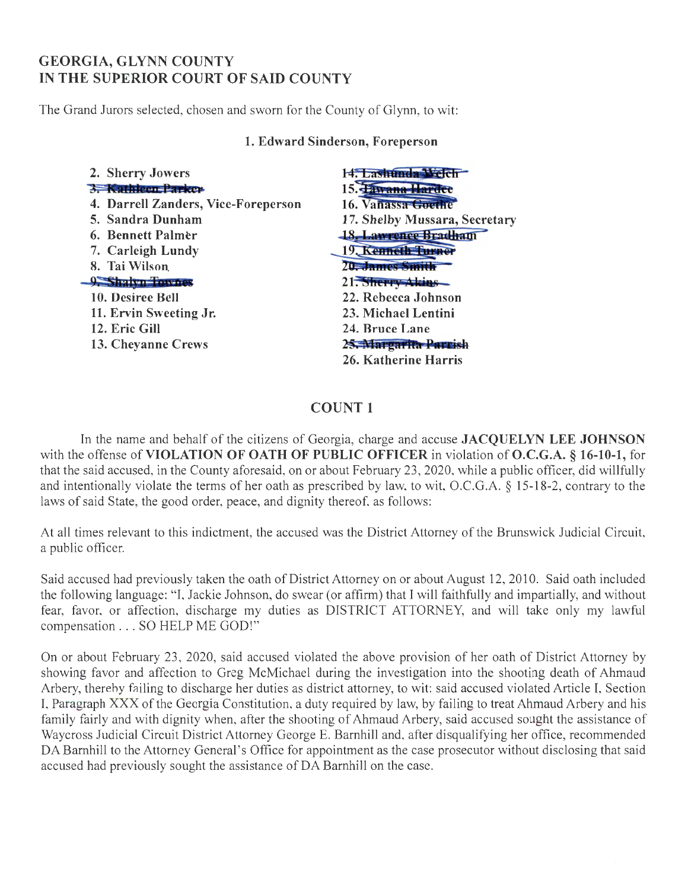**GEORGIA, GLYNN COUNTY**
**IN THE SUPERIOR COURT OF SAID COUNTY**

The Grand Jurors selected, chosen and sworn for the County of Glynn, to wit:

**1. Edward Sinderson, Foreperson**

**2. Sherry Jowers**
**~~3. Kathleen Parker~~**
**4. Darrell Zanders, Vice-Foreperson**
**5. Sandra Dunham**
**6. Bennett Palmer**
**7. Carleigh Lundy**
**8. Tai Wilson**
**~~9. Shalyn Townes~~**
**10. Desiree Bell**
**11. Ervin Sweeting Jr.**
**12. Eric Gill**
**13. Cheyanne Crews**
**~~14. Lashunda Welch~~**
**~~15. Tawana Hardee~~**
**~~16. Vanassa Goethe~~**
**17. Shelby Mussara, Secretary**
**~~18. Lawrence Bradham~~**
**~~19. Kenneth Turner~~**
**~~20. James Smith~~**
**~~21. Sherry Akins~~**
**22. Rebecca Johnson**
**23. Michael Lentini**
**24. Bruce Lane**
**~~25. Margarita Parrish~~**
**26. Katherine Harris**

## COUNT 1

In the name and behalf of the citizens of Georgia, charge and accuse **JACQUELYN LEE JOHNSON** with the offense of **VIOLATION OF OATH OF PUBLIC OFFICER** in violation of **O.C.G.A. § 16-10-1,** for that the said accused, in the County aforesaid, on or about February 23, 2020, while a public officer, did willfully and intentionally violate the terms of her oath as prescribed by law, to wit, O.C.G.A. § 15-18-2, contrary to the laws of said State, the good order, peace, and dignity thereof, as follows:

At all times relevant to this indictment, the accused was the District Attorney of the Brunswick Judicial Circuit, a public officer.

Said accused had previously taken the oath of District Attorney on or about August 12, 2010. Said oath included the following language: "I, Jackie Johnson, do swear (or affirm) that I will faithfully and impartially, and without fear, favor, or affection, discharge my duties as DISTRICT ATTORNEY, and will take only my lawful compensation . . . SO HELP ME GOD!"

On or about February 23, 2020, said accused violated the above provision of her oath of District Attorney by showing favor and affection to Greg McMichael during the investigation into the shooting death of Ahmaud Arbery, thereby failing to discharge her duties as district attorney, to wit: said accused violated Article I, Section I, Paragraph XXX of the Georgia Constitution, a duty required by law, by failing to treat Ahmaud Arbery and his family fairly and with dignity when, after the shooting of Ahmaud Arbery, said accused sought the assistance of Waycross Judicial Circuit District Attorney George E. Barnhill and, after disqualifying her office, recommended DA Barnhill to the Attorney General's Office for appointment as the case prosecutor without disclosing that said accused had previously sought the assistance of DA Barnhill on the case.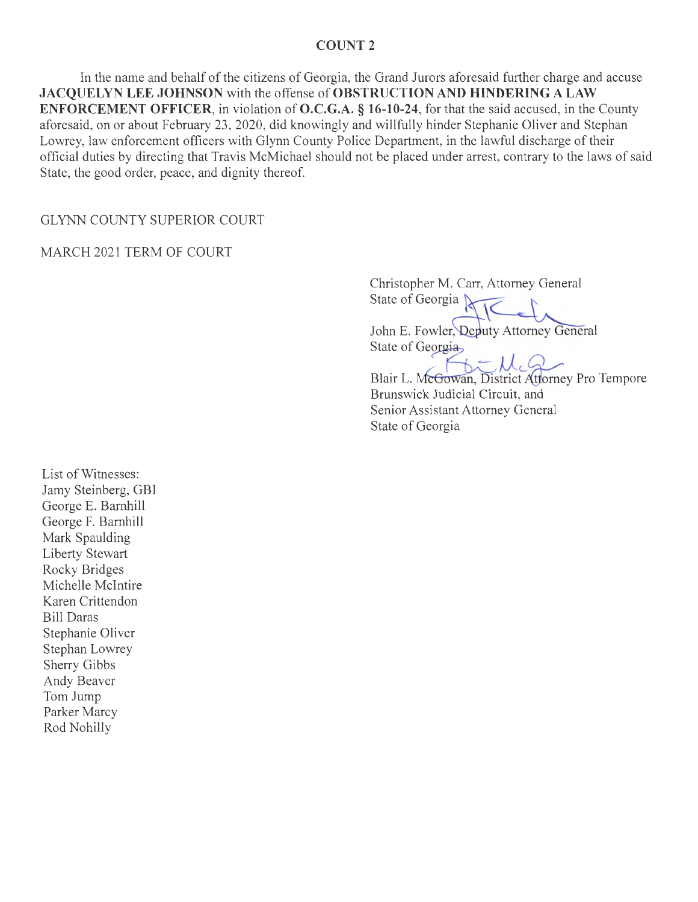## COUNT 2

In the name and behalf of the citizens of Georgia, the Grand Jurors aforesaid further charge and accuse **JACQUELYN LEE JOHNSON** with the offense of **OBSTRUCTION AND HINDERING A LAW ENFORCEMENT OFFICER**, in violation of **O.C.G.A. § 16-10-24**, for that the said accused, in the County aforesaid, on or about February 23, 2020, did knowingly and willfully hinder Stephanie Oliver and Stephan Lowrey, law enforcement officers with Glynn County Police Department, in the lawful discharge of their official duties by directing that Travis McMichael should not be placed under arrest, contrary to the laws of said State, the good order, peace, and dignity thereof.

GLYNN COUNTY SUPERIOR COURT

MARCH 2021 TERM OF COURT

Christopher M. Carr, Attorney General
State of Georgia

John E. Fowler, Deputy Attorney General
State of Georgia

Blair L. McGowan, District Attorney Pro Tempore
Brunswick Judicial Circuit, and
Senior Assistant Attorney General
State of Georgia

List of Witnesses:
Jamy Steinberg, GBI
George E. Barnhill
George F. Barnhill
Mark Spaulding
Liberty Stewart
Rocky Bridges
Michelle McIntire
Karen Crittendon
Bill Daras
Stephanie Oliver
Stephan Lowrey
Sherry Gibbs
Andy Beaver
Tom Jump
Parker Marcy
Rod Nohilly